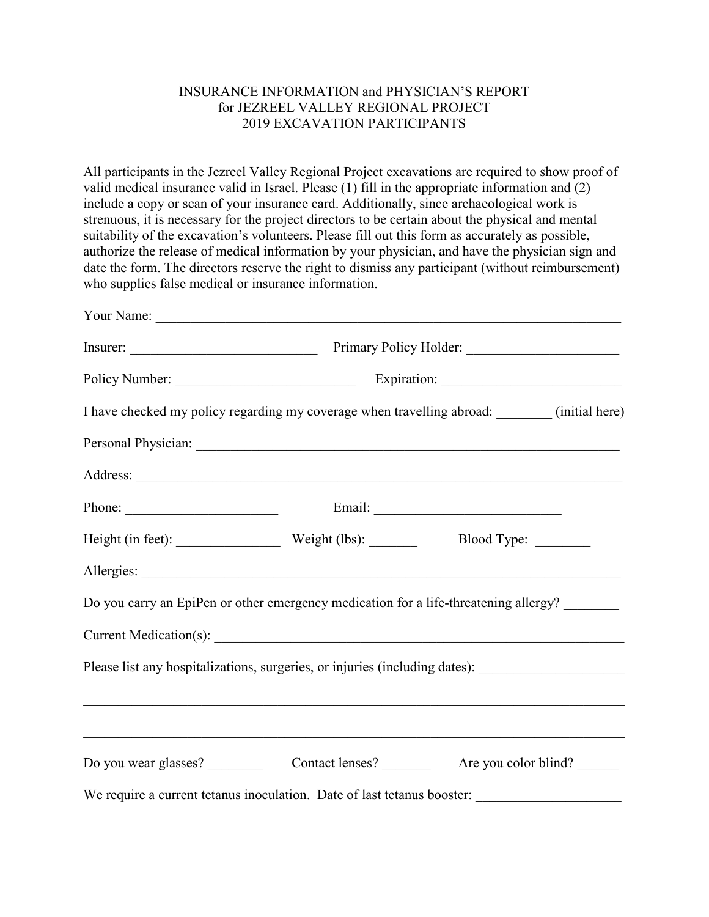INSURANCE INFORMATION and PHYSICIAN'S REPORT
for JEZREEL VALLEY REGIONAL PROJECT
2019 EXCAVATION PARTICIPANTS

All participants in the Jezreel Valley Regional Project excavations are required to show proof of valid medical insurance valid in Israel. Please (1) fill in the appropriate information and (2) include a copy or scan of your insurance card. Additionally, since archaeological work is strenuous, it is necessary for the project directors to be certain about the physical and mental suitability of the excavation's volunteers. Please fill out this form as accurately as possible, authorize the release of medical information by your physician, and have the physician sign and date the form. The directors reserve the right to dismiss any participant (without reimbursement) who supplies false medical or insurance information.

Your Name: ______________________________________________________________________

Insurer: ___________________________ Primary Policy Holder: ______________________

Policy Number: _________________________ Expiration: _________________________

I have checked my policy regarding my coverage when travelling abroad: ________ (initial here)

Personal Physician: _______________________________________________________________

Address: ________________________________________________________________________

Phone: ______________________ Email: ___________________________

Height (in feet): _______________ Weight (lbs): _______ Blood Type: ________

Allergies: _______________________________________________________________________

Do you carry an EpiPen or other emergency medication for a life-threatening allergy? ________

Current Medication(s): _____________________________________________________________

Please list any hospitalizations, surgeries, or injuries (including dates): ____________________

__________________________________________________________________________________

__________________________________________________________________________________

Do you wear glasses? ________ Contact lenses? _______ Are you color blind? ______

We require a current tetanus inoculation. Date of last tetanus booster: ____________________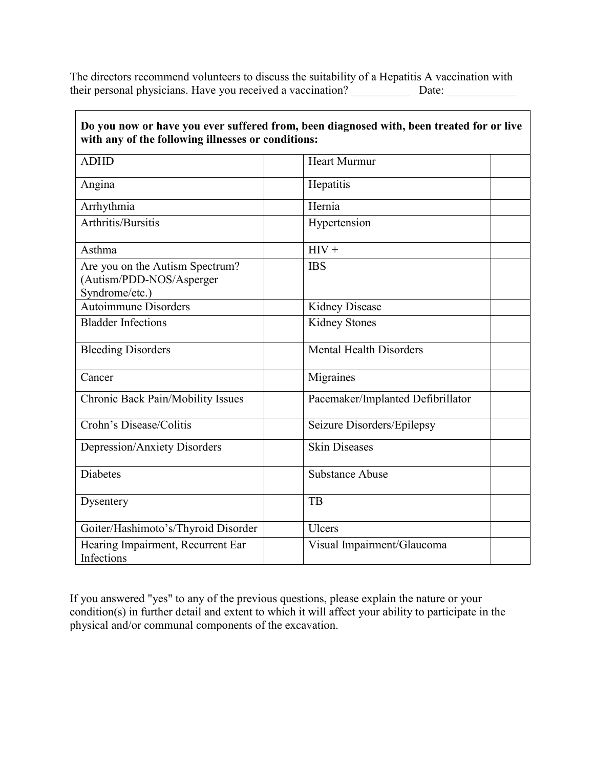The directors recommend volunteers to discuss the suitability of a Hepatitis A vaccination with their personal physicians. Have you received a vaccination? __________ Date: ____________

| **Do you now or have you ever suffered from, been diagnosed with, been treated for or live with any of the following illnesses or conditions:** | | | |
|---|---|---|---|
| ADHD | | Heart Murmur | |
| Angina | | Hepatitis | |
| Arrhythmia | | Hernia | |
| Arthritis/Bursitis | | Hypertension | |
| Asthma | | HIV + | |
| Are you on the Autism Spectrum? (Autism/PDD-NOS/Asperger Syndrome/etc.) | | IBS | |
| Autoimmune Disorders | | Kidney Disease | |
| Bladder Infections | | Kidney Stones | |
| Bleeding Disorders | | Mental Health Disorders | |
| Cancer | | Migraines | |
| Chronic Back Pain/Mobility Issues | | Pacemaker/Implanted Defibrillator | |
| Crohn's Disease/Colitis | | Seizure Disorders/Epilepsy | |
| Depression/Anxiety Disorders | | Skin Diseases | |
| Diabetes | | Substance Abuse | |
| Dysentery | | TB | |
| Goiter/Hashimoto's/Thyroid Disorder | | Ulcers | |
| Hearing Impairment, Recurrent Ear Infections | | Visual Impairment/Glaucoma | |

If you answered "yes" to any of the previous questions, please explain the nature or your condition(s) in further detail and extent to which it will affect your ability to participate in the physical and/or communal components of the excavation.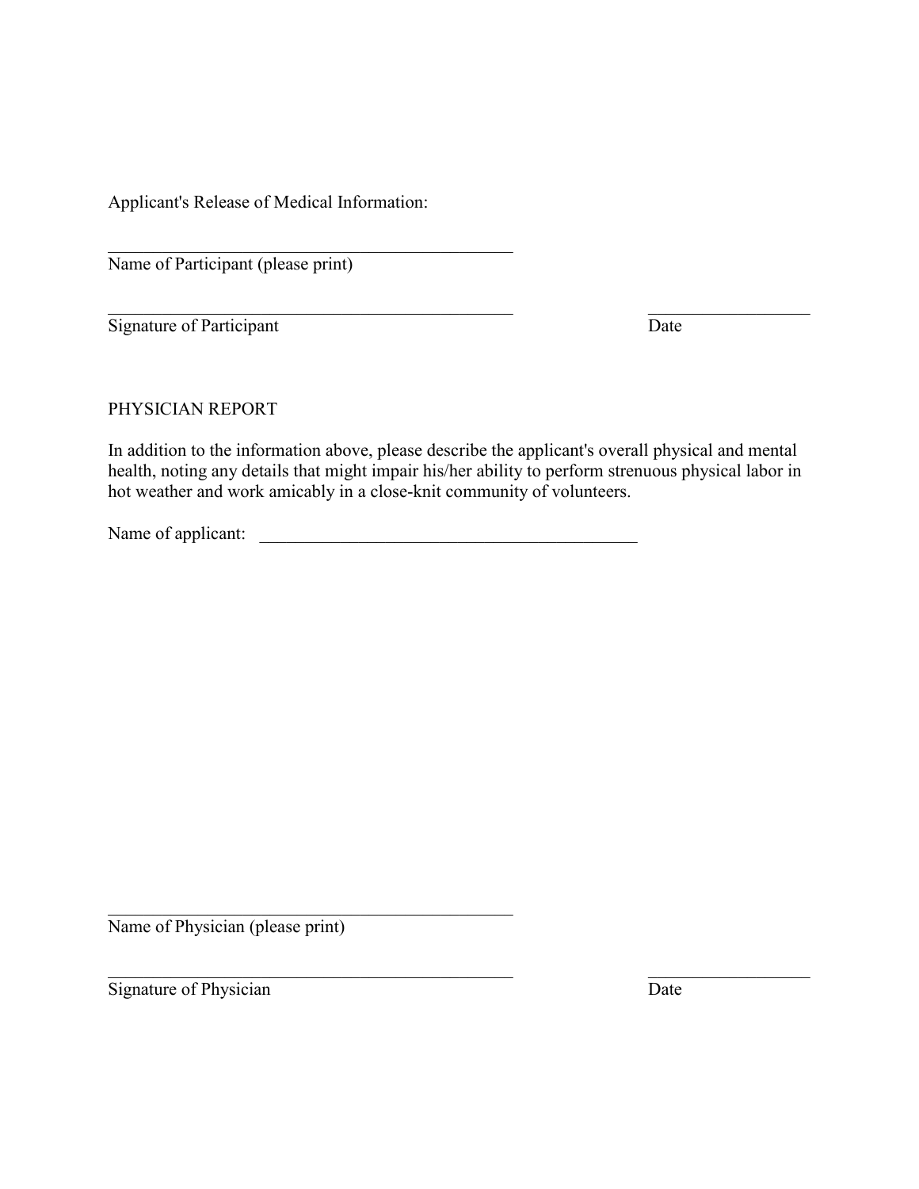Applicant's Release of Medical Information:

\_\_\_\_\_\_\_\_\_\_\_\_\_\_\_\_\_\_\_\_\_\_\_\_\_\_\_\_\_\_\_\_\_\_\_\_\_\_\_\_\_\_\_\_
Name of Participant (please print)

\_\_\_\_\_\_\_\_\_\_\_\_\_\_\_\_\_\_\_\_\_\_\_\_\_\_\_\_\_\_\_\_\_\_\_\_\_\_\_\_\_\_\_\_ \_\_\_\_\_\_\_\_\_\_\_\_\_\_\_\_\_\_
Signature of Participant Date

PHYSICIAN REPORT

In addition to the information above, please describe the applicant's overall physical and mental health, noting any details that might impair his/her ability to perform strenuous physical labor in hot weather and work amicably in a close-knit community of volunteers.

Name of applicant: \_\_\_\_\_\_\_\_\_\_\_\_\_\_\_\_\_\_\_\_\_\_\_\_\_\_\_\_\_\_\_\_\_\_\_\_\_\_\_\_\_\_\_\_

\_\_\_\_\_\_\_\_\_\_\_\_\_\_\_\_\_\_\_\_\_\_\_\_\_\_\_\_\_\_\_\_\_\_\_\_\_\_\_\_\_\_\_\_
Name of Physician (please print)

\_\_\_\_\_\_\_\_\_\_\_\_\_\_\_\_\_\_\_\_\_\_\_\_\_\_\_\_\_\_\_\_\_\_\_\_\_\_\_\_\_\_\_\_ \_\_\_\_\_\_\_\_\_\_\_\_\_\_\_\_\_\_
Signature of Physician Date